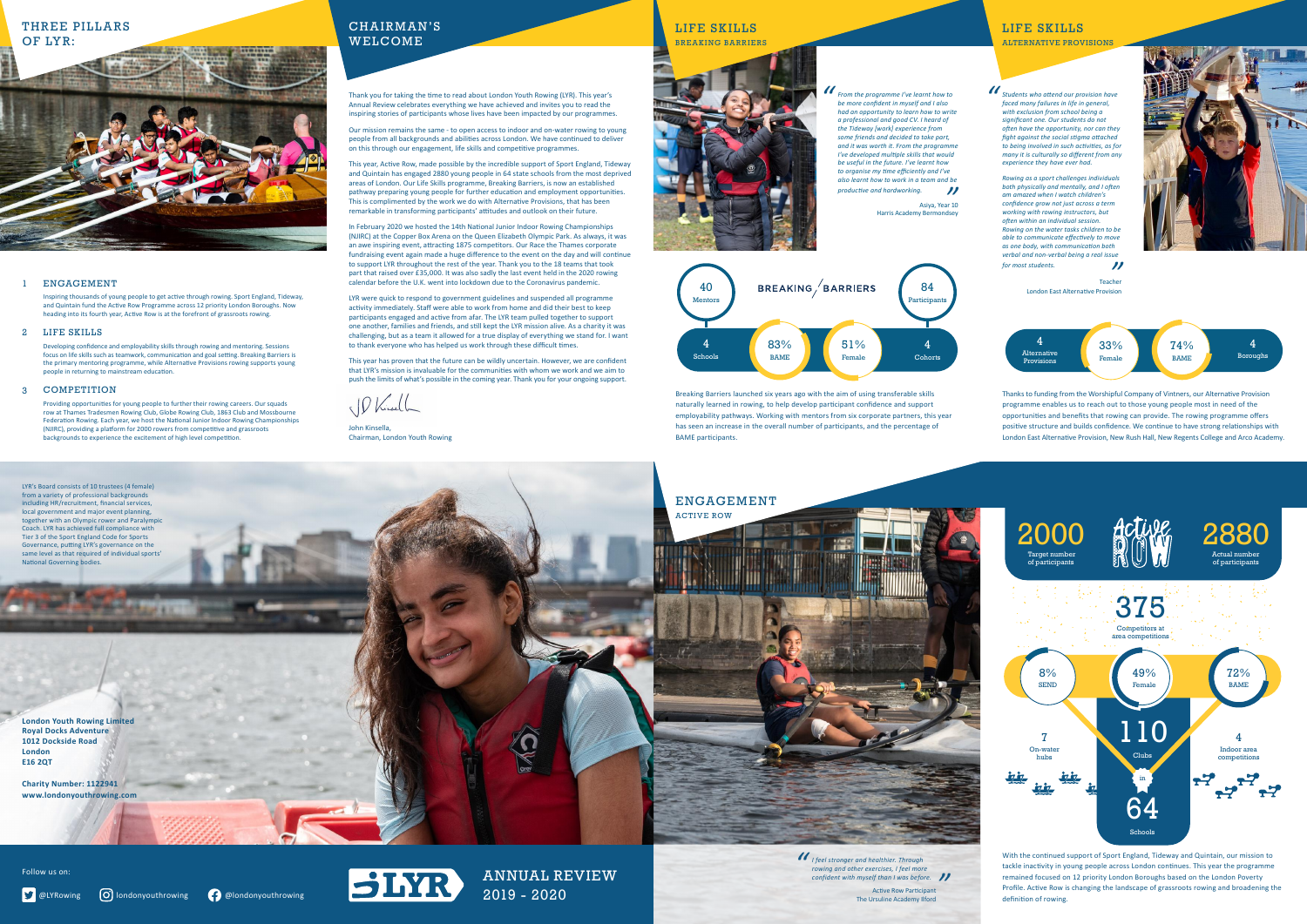# THREE PILLARS OF LYR:

## 1 ENGAGEMENT

Inspiring thousands of young people to get active through rowing. Sport England, Tideway, and Quintain fund the Active Row Programme across 12 priority London Boroughs. Now heading into its fourth year, Active Row is at the forefront of grassroots rowing.

## 2 LIFE SKILLS

Developing confidence and employability skills through rowing and mentoring. Sessions focus on life skills such as teamwork, communication and goal setting. Breaking Barriers is the primary mentoring programme, while Alternative Provisions rowing supports young people in returning to mainstream education.

## 3 COMPETITION

Providing opportunities for young people to further their rowing careers. Our squads row at Thames Tradesmen Rowing Club, Globe Rowing Club, 1863 Club and Mossbourne Federation Rowing. Each year, we host the National Junior Indoor Rowing Championships (NJIRC), providing a platform for 2000 rowers from competitive and grassroots backgrounds to experience the excitement of high level competition.

# CHAIRMAN'S WELCOME

Thank you for taking the time to read about London Youth Rowing (LYR). This year's Annual Review celebrates everything we have achieved and invites you to read the inspiring stories of participants whose lives have been impacted by our programmes.

Our mission remains the same - to open access to indoor and on-water rowing to young people from all backgrounds and abilities across London. We have continued to deliver on this through our engagement, life skills and competitive programmes.

This year, Active Row, made possible by the incredible support of Sport England, Tideway and Quintain has engaged 2880 young people in 64 state schools from the most deprived areas of London. Our Life Skills programme, Breaking Barriers, is now an established pathway preparing young people for further education and employment opportunities. This is complimented by the work we do with Alternative Provisions, that has been remarkable in transforming participants' attitudes and outlook on their future.

In February 2020 we hosted the 14th National Junior Indoor Rowing Championships (NJIRC) at the Copper Box Arena on the Queen Elizabeth Olympic Park. As always, it was an awe inspiring event, attracting 1875 competitors. Our Race the Thames corporate fundraising event again made a huge difference to the event on the day and will continue to support LYR throughout the rest of the year. Thank you to the 18 teams that took part that raised over £35,000. It was also sadly the last event held in the 2020 rowing calendar before the U.K. went into lockdown due to the Coronavirus pandemic.

LYR were quick to respond to government guidelines and suspended all programme activity immediately. Staff were able to work from home and did their best to keep participants engaged and active from afar. The LYR team pulled together to support one another, families and friends, and still kept the LYR mission alive. As a charity it was challenging, but as a team it allowed for a true display of everything we stand for. I want to thank everyone who has helped us work through these difficult times.

This year has proven that the future can be wildly uncertain. However, we are confident that LYR's mission is invaluable for the communities with whom we work and we aim to push the limits of what's possible in the coming year. Thank you for your ongoing support.

John Kinsella,
Chairman, London Youth Rowing

# LIFE SKILLS
## BREAKING BARRIERS

*"From the programme I've learnt how to be more confident in myself and I also had an opportunity to learn how to write a professional and good CV. I heard of the Tideway [work] experience from some friends and decided to take part, and it was worth it. From the programme I've developed multiple skills that would be useful in the future. I've learnt how to organise my time efficiently and I've also learnt how to work in a team and be productive and hardworking."*

Asiya, Year 10
Harris Academy Bermondsey

BREAKING / BARRIERS

- 40 Mentors
- 84 Participants
- 4 Schools
- 83% BAME
- 51% Female
- 4 Cohorts

Breaking Barriers launched six years ago with the aim of using transferable skills naturally learned in rowing, to help develop participant confidence and support employability pathways. Working with mentors from six corporate partners, this year has seen an increase in the overall number of participants, and the percentage of BAME participants.

# LIFE SKILLS
## ALTERNATIVE PROVISIONS

*"Students who attend our provision have faced many failures in life in general, with exclusion from school being a significant one. Our students do not often have the opportunity, nor can they fight against the social stigma attached to being involved in such activities, as for many it is culturally so different from any experience they have ever had.*

*Rowing as a sport challenges individuals both physically and mentally, and I often am amazed when I watch children's confidence grow not just across a term working with rowing instructors, but often within an individual session. Rowing on the water tasks children to be able to communicate effectively to move as one body, with communication both verbal and non-verbal being a real issue for most students."*

Teacher
London East Alternative Provision

- 4 Alternative Provisions
- 33% Female
- 74% BAME
- 4 Boroughs

Thanks to funding from the Worshipful Company of Vintners, our Alternative Provision programme enables us to reach out to those young people most in need of the opportunities and benefits that rowing can provide. The rowing programme offers positive structure and builds confidence. We continue to have strong relationships with London East Alternative Provision, New Rush Hall, New Regents College and Arco Academy.

LYR's Board consists of 10 trustees (4 female) from a variety of professional backgrounds including HR/recruitment, financial services, local government and major event planning, together with an Olympic rower and Paralympic Coach. LYR has achieved full compliance with Tier 3 of the Sport England Code for Sports Governance, putting LYR's governance on the same level as that required of individual sports' National Governing bodies.

**London Youth Rowing Limited**
**Royal Docks Adventure**
**1012 Dockside Road**
**London**
**E16 2QT**

**Charity Number: 1122941**
**www.londonyouthrowing.com**

Follow us on:

@LYRowing | londonyouthrowing | @londonyouthrowing

LYR ANNUAL REVIEW 2019 - 2020

# ENGAGEMENT
## ACTIVE ROW

*"I feel stronger and healthier. Through rowing and other exercises, I feel more confident with myself than I was before."*

Active Row Participant
The Ursuline Academy Ilford

- 2000 Target number of participants
- 2880 Actual number of participants
- 375 Competitors at area competitions
- 8% SEND
- 49% Female
- 72% BAME
- 7 On-water hubs
- 110 Clubs in 64 Schools
- 4 Indoor area competitions

With the continued support of Sport England, Tideway and Quintain, our mission to tackle inactivity in young people across London continues. This year the programme remained focused on 12 priority London Boroughs based on the London Poverty Profile. Active Row is changing the landscape of grassroots rowing and broadening the definition of rowing.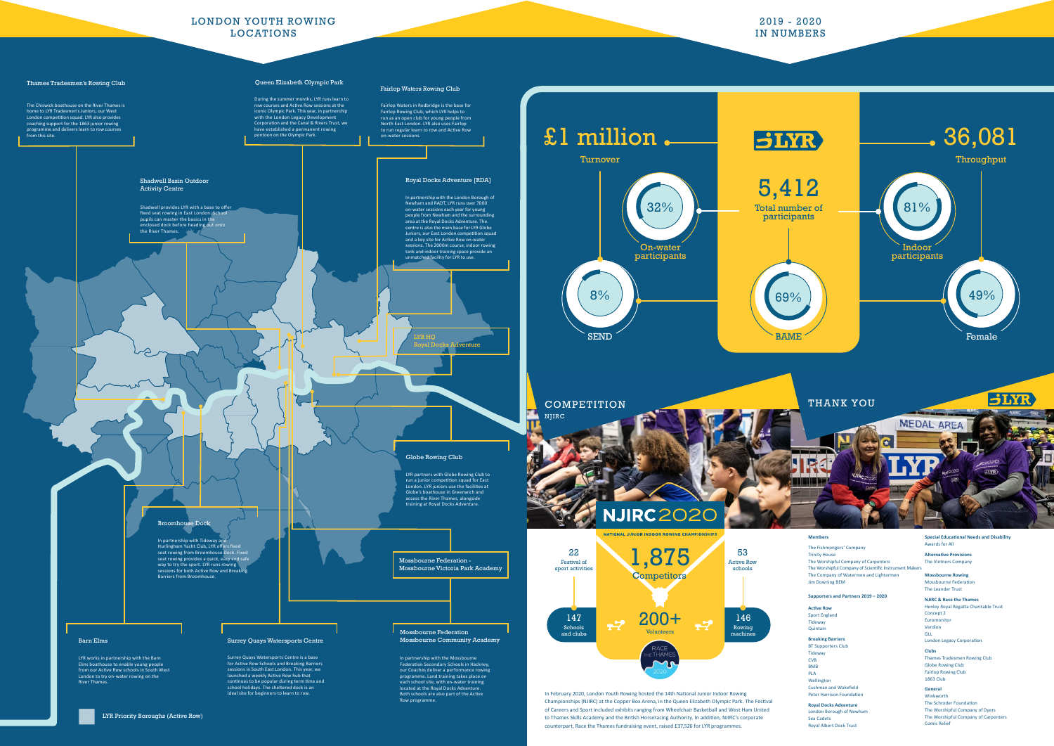# LONDON YOUTH ROWING LOCATIONS

### Thames Tradesmen's Rowing Club

The Chiswick boathouse on the River Thames is home to LYR Tradesmen's Juniors, our West London competition squad. LYR also provides coaching support for the 1863 junior rowing programme and delivers learn to row courses from this site.

### Queen Elizabeth Olympic Park

During the summer months, LYR runs learn to row courses and Active Row sessions at the iconic Olympic Park. This year, in partnership with the London Legacy Development Corporation and the Canal & Rivers Trust, we have established a permanent rowing pontoon on the Olympic Park.

### Fairlop Waters Rowing Club

Fairlop Waters in Redbridge is the base for Fairlop Rowing Club, which LYR helps to run as an open club for young people from North East London. LYR also uses Fairlop to run regular learn to row and Active Row on-water sessions.

### Shadwell Basin Outdoor Activity Centre

Shadwell provides LYR with a base to offer fixed seat rowing in East London. School pupils can master the basics in the enclosed dock before heading out onto the River Thames.

### Royal Docks Adventure [RDA]

In partnership with the London Borough of Newham and RADT, LYR runs over 7000 on-water sessions each year for young people from Newham and the surrounding area at the Royal Docks Adventure. The centre is also the main base for LYR Globe Juniors, our East London competition squad and a key site for Active Row on-water sessions. The 2000m course, indoor rowing tank and indoor training space provide an unmatched facility for LYR to use.

### LYR HQ

Royal Docks Adventure

### Globe Rowing Club

LYR partners with Globe Rowing Club to run a junior competition squad for East London. LYR juniors use the facilities at Globe's boathouse in Greenwich and access the River Thames, alongside training at Royal Docks Adventure.

### Broomhouse Dock

In partnership with Tideway and Hurlingham Yacht Club, LYR offers fixed seat rowing from Broomhouse Dock. Fixed seat rowing provides a quick, easy and safe way to try the sport. LYR runs rowing sessions for both Active Row and Breaking Barriers from Broomhouse.

### Mossbourne Federation - Mossbourne Victoria Park Academy

### Barn Elms

LYR works in partnership with the Barn Elms boathouse to enable young people from our Active Row schools in South West London to try on-water rowing on the River Thames.

### Surrey Quays Watersports Centre

Surrey Quays Watersports Centre is a base for Active Row Schools and Breaking Barriers sessions in South East London. This year, we launched a weekly Active Row hub that continues to be popular during term time and school holidays. The sheltered dock is an ideal site for beginners to learn to row.

### Mossbourne Federation Mossbourne Community Academy

In partnership with the Mossbourne Federation Secondary Schools in Hackney, our Coaches deliver a performance rowing programme. Land training takes place on each school site, with on-water training located at the Royal Docks Adventure. Both schools are also part of the Active Row programme.

LYR Priority Boroughs (Active Row)

# 2019 - 2020 IN NUMBERS

£1 million
Turnover

LYR

5,412
Total number of participants

36,081
Throughput

32%
On-water participants

81%
Indoor participants

8%
SEND

69%
BAME

49%
Female

## COMPETITION

NJIRC

NJIRC2020
NATIONAL JUNIOR INDOOR ROWING CHAMPIONSHIPS

1,875
Competitors

22
Festival of sport activities

53
Active Row schools

147
Schools and clubs

200+
Volunteers

146
Rowing machines

RACE THE THAMES 2020

In February 2020, London Youth Rowing hosted the 14th National Junior Indoor Rowing Championships (NJIRC) at the Copper Box Arena, in the Queen Elizabeth Olympic Park. The Festival of Careers and Sport included exhibits ranging from Wheelchair Basketball and West Ham United to Thames Skills Academy and the British Horseracing Authority. In addition, NJIRC's corporate counterpart, Race the Thames fundraising event, raised £37,526 for LYR programmes.

## THANK YOU

**Members**

The Fishmongers' Company
Trinity House
The Worshipful Company of Carpenters
The Worshipful Company of Scientific Instrument Makers
The Company of Watermen and Lightermen
Jim Downing BEM

**Supporters and Partners 2019 – 2020**

**Active Row**
Sport England
Tideway
Quintain

**Breaking Barriers**
BT Supporters Club
Tideway
CV8
BMB
PLA
Wellington
Cushman and Wakefield
Peter Harrison Foundation

**Royal Docks Adventure**
London Borough of Newham
Sea Cadets
Royal Albert Dock Trust

**Special Educational Needs and Disability**
Awards for All

**Alternative Provisions**
The Vintners Company

**Mossbourne Rowing**
Mossbourne Federation
The Leander Trust

**NJIRC & Race the Thames**
Henley Royal Regatta Charitable Trust
Concept 2
Euromonitor
Verdion
GLL
London Legacy Corporation

**Clubs**
Thames Tradesmen Rowing Club
Globe Rowing Club
Fairlop Rowing Club
1863 Club

**General**
Winkworth
The Schroder Foundation
The Worshipful Company of Dyers
The Worshipful Company of Carpenters
Comic Relief